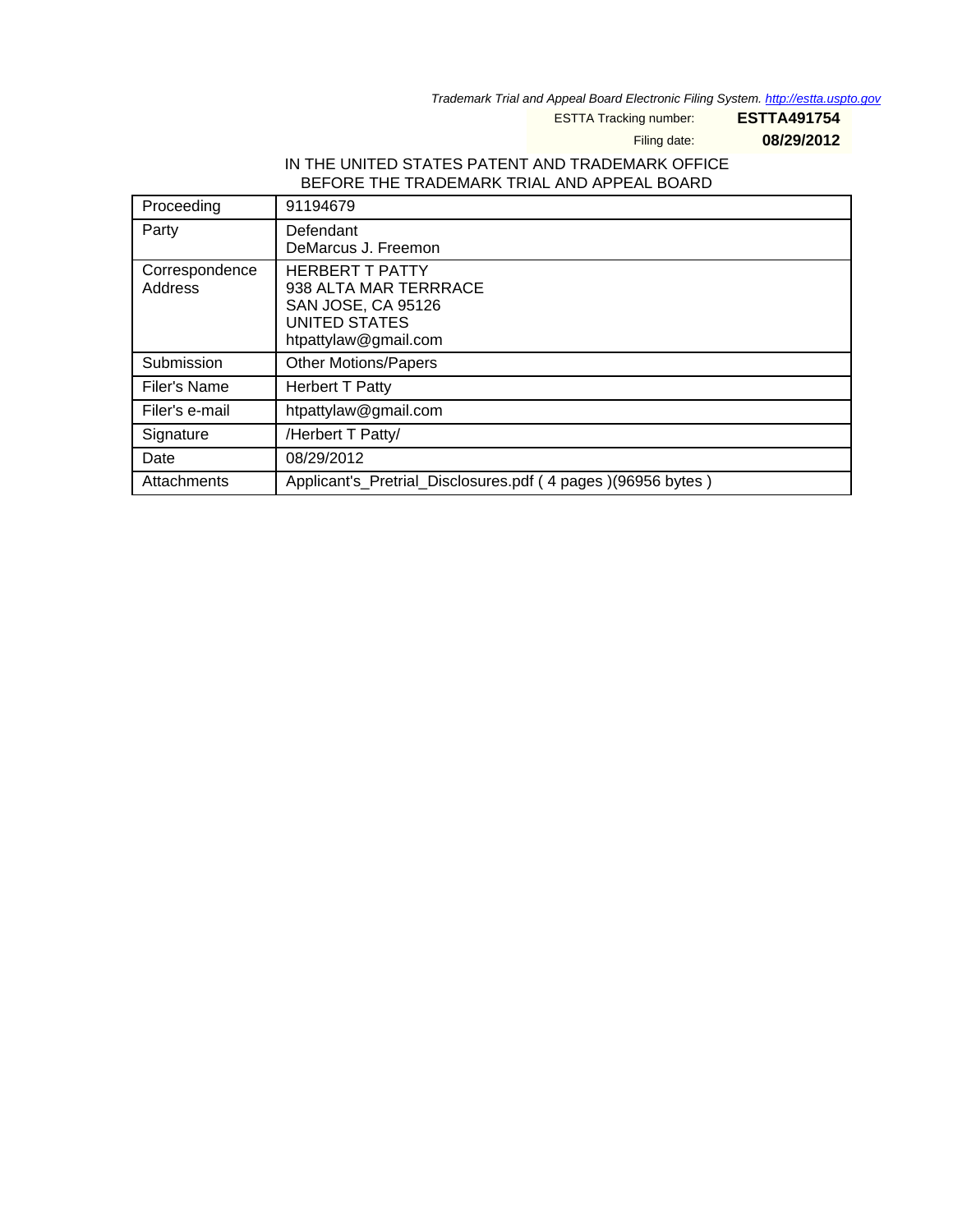*Trademark Trial and Appeal Board Electronic Filing System. http://estta.uspto.gov*

| | |
|---|---|
| ESTTA Tracking number: | **ESTTA491754** |
| Filing date: | **08/29/2012** |

IN THE UNITED STATES PATENT AND TRADEMARK OFFICE
BEFORE THE TRADEMARK TRIAL AND APPEAL BOARD

| | |
|---|---|
| Proceeding | 91194679 |
| Party | Defendant<br>DeMarcus J. Freemon |
| Correspondence Address | HERBERT T PATTY<br>938 ALTA MAR TERRRACE<br>SAN JOSE, CA 95126<br>UNITED STATES<br>htpattylaw@gmail.com |
| Submission | Other Motions/Papers |
| Filer's Name | Herbert T Patty |
| Filer's e-mail | htpattylaw@gmail.com |
| Signature | /Herbert T Patty/ |
| Date | 08/29/2012 |
| Attachments | Applicant's_Pretrial_Disclosures.pdf ( 4 pages )(96956 bytes ) |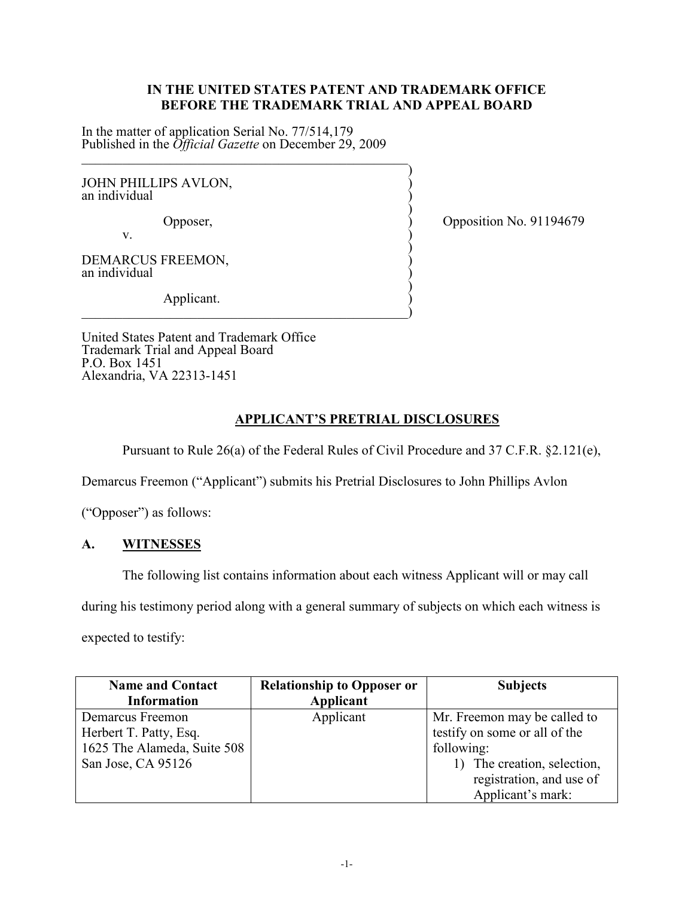**IN THE UNITED STATES PATENT AND TRADEMARK OFFICE**
**BEFORE THE TRADEMARK TRIAL AND APPEAL BOARD**

In the matter of application Serial No. 77/514,179
Published in the *Official Gazette* on December 29, 2009

| | |
|---|---|
| JOHN PHILLIPS AVLON, an individual<br><br>Opposer,<br><br>v.<br><br>DEMARCUS FREEMON, an individual<br><br>Applicant. | Opposition No. 91194679 |

United States Patent and Trademark Office
Trademark Trial and Appeal Board
P.O. Box 1451
Alexandria, VA 22313-1451

## APPLICANT'S PRETRIAL DISCLOSURES

Pursuant to Rule 26(a) of the Federal Rules of Civil Procedure and 37 C.F.R. §2.121(e), Demarcus Freemon ("Applicant") submits his Pretrial Disclosures to John Phillips Avlon ("Opposer") as follows:

### A. WITNESSES

The following list contains information about each witness Applicant will or may call during his testimony period along with a general summary of subjects on which each witness is expected to testify:

| Name and Contact Information | Relationship to Opposer or Applicant | Subjects |
|---|---|---|
| Demarcus Freemon<br>Herbert T. Patty, Esq.<br>1625 The Alameda, Suite 508<br>San Jose, CA 95126 | Applicant | Mr. Freemon may be called to testify on some or all of the following:<br>1) The creation, selection, registration, and use of Applicant's mark: |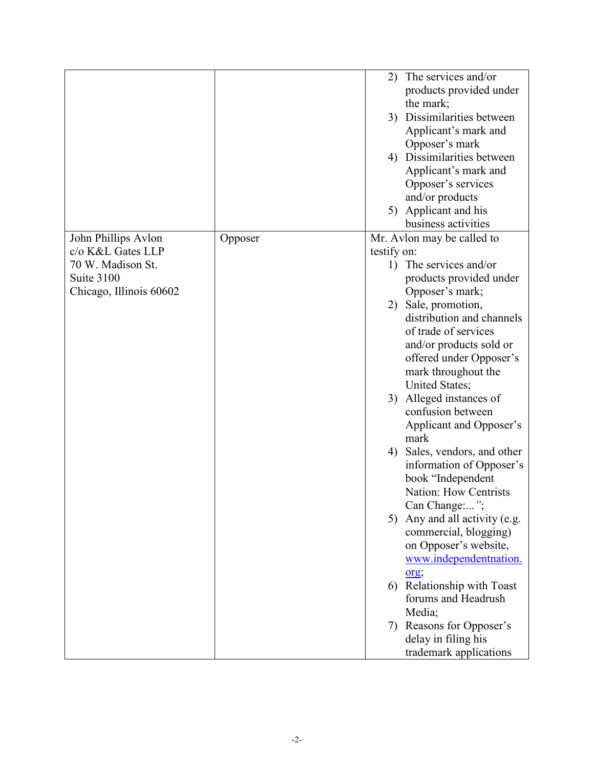| | | |
|---|---|---|
| | | 2) The services and/or products provided under the mark;<br>3) Dissimilarities between Applicant's mark and Opposer's mark<br>4) Dissimilarities between Applicant's mark and Opposer's services and/or products<br>5) Applicant and his business activities |
| John Phillips Avlon<br>c/o K&L Gates LLP<br>70 W. Madison St.<br>Suite 3100<br>Chicago, Illinois 60602 | Opposer | Mr. Avlon may be called to testify on:<br>1) The services and/or products provided under Opposer's mark;<br>2) Sale, promotion, distribution and channels of trade of services and/or products sold or offered under Opposer's mark throughout the United States;<br>3) Alleged instances of confusion between Applicant and Opposer's mark<br>4) Sales, vendors, and other information of Opposer's book "Independent Nation: How Centrists Can Change:…";<br>5) Any and all activity (e.g. commercial, blogging) on Opposer's website, www.independentnation.org;<br>6) Relationship with Toast forums and Headrush Media;<br>7) Reasons for Opposer's delay in filing his trademark applications |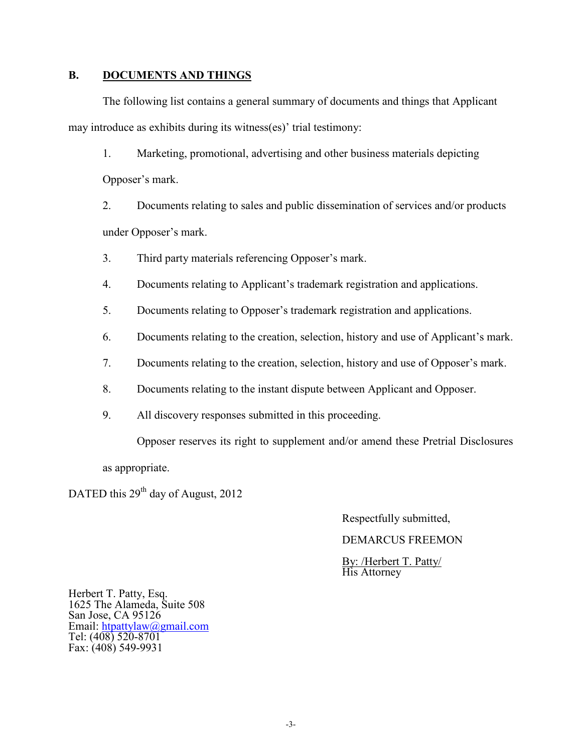## B. DOCUMENTS AND THINGS

The following list contains a general summary of documents and things that Applicant may introduce as exhibits during its witness(es)' trial testimony:

1. Marketing, promotional, advertising and other business materials depicting Opposer's mark.
2. Documents relating to sales and public dissemination of services and/or products under Opposer's mark.
3. Third party materials referencing Opposer's mark.
4. Documents relating to Applicant's trademark registration and applications.
5. Documents relating to Opposer's trademark registration and applications.
6. Documents relating to the creation, selection, history and use of Applicant's mark.
7. Documents relating to the creation, selection, history and use of Opposer's mark.
8. Documents relating to the instant dispute between Applicant and Opposer.
9. All discovery responses submitted in this proceeding.

Opposer reserves its right to supplement and/or amend these Pretrial Disclosures as appropriate.

DATED this 29th day of August, 2012

Respectfully submitted,

DEMARCUS FREEMON

By: /Herbert T. Patty/
His Attorney

Herbert T. Patty, Esq.
1625 The Alameda, Suite 508
San Jose, CA 95126
Email: htpattylaw@gmail.com
Tel: (408) 520-8701
Fax: (408) 549-9931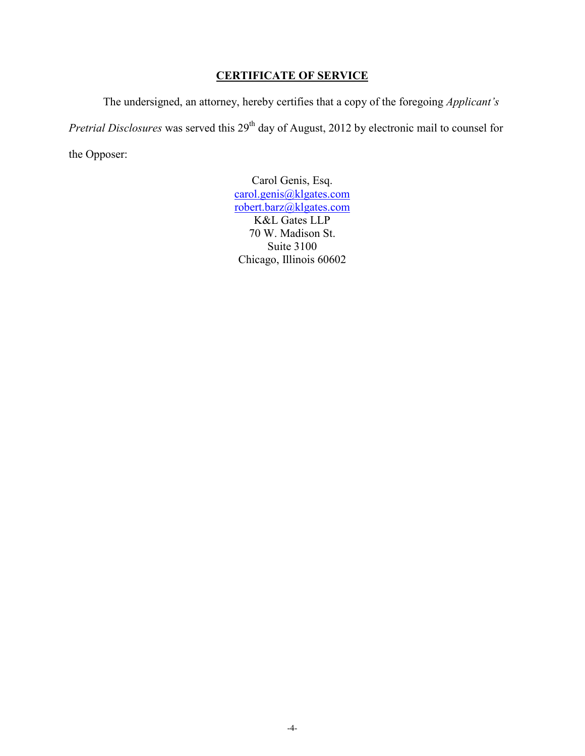## CERTIFICATE OF SERVICE

The undersigned, an attorney, hereby certifies that a copy of the foregoing *Applicant's Pretrial Disclosures* was served this 29th day of August, 2012 by electronic mail to counsel for the Opposer:

Carol Genis, Esq.
carol.genis@klgates.com
robert.barz@klgates.com
K&L Gates LLP
70 W. Madison St.
Suite 3100
Chicago, Illinois 60602